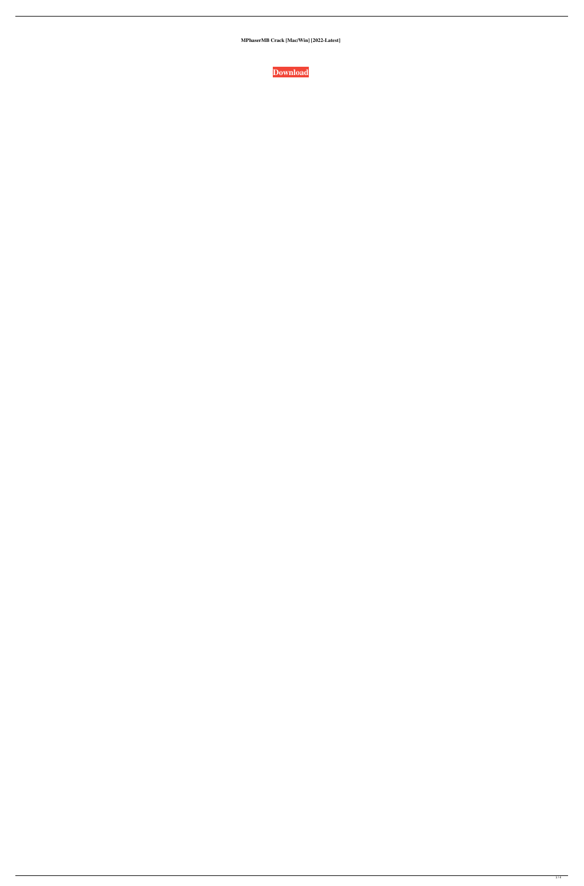**MPhaserMB Crack [Mac/Win] [2022-Latest]**

**Download**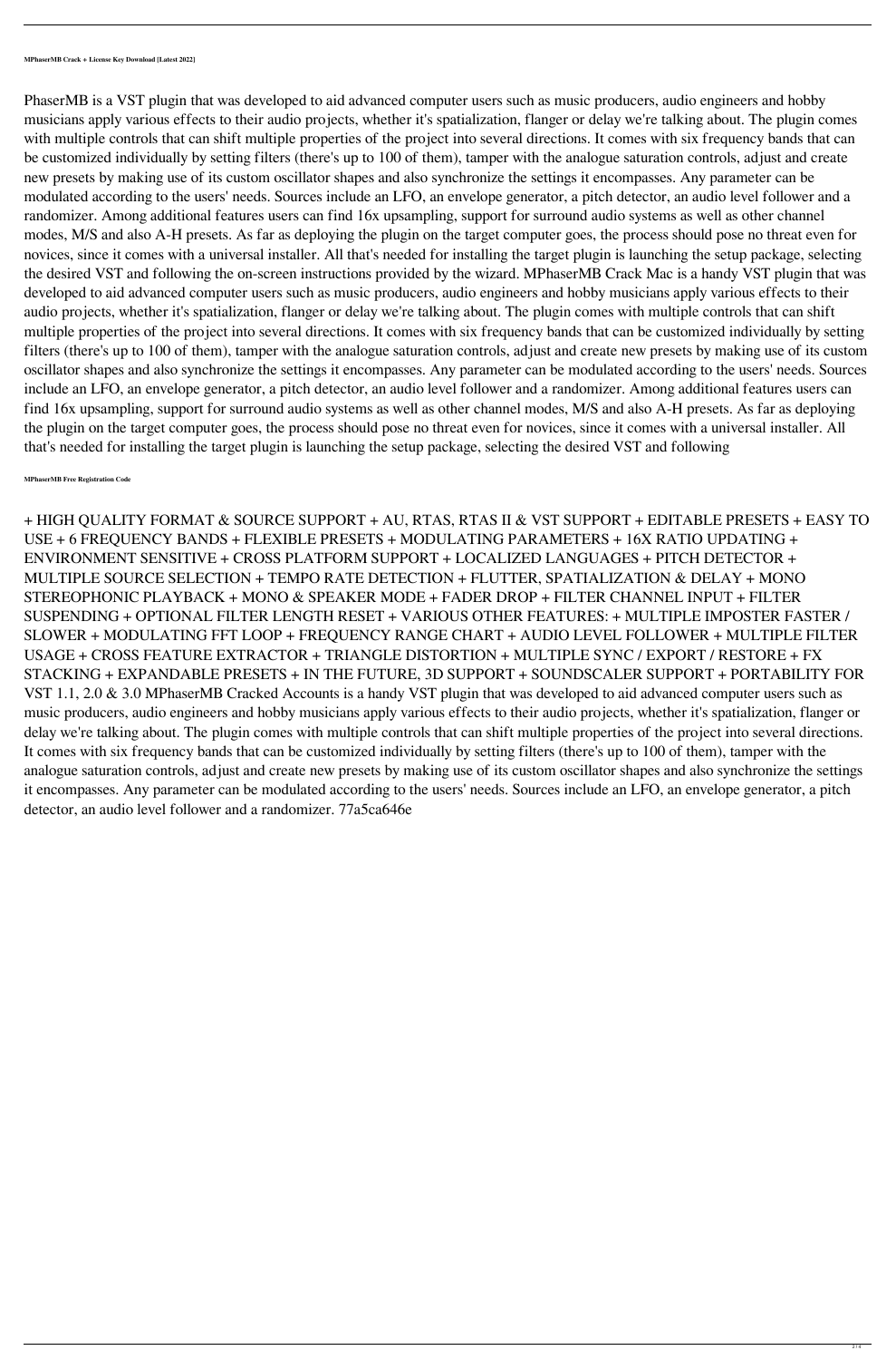**MPhaserMB Crack + License Key Download [Latest 2022]**

PhaserMB is a VST plugin that was developed to aid advanced computer users such as music producers, audio engineers and hobby musicians apply various effects to their audio projects, whether it's spatialization, flanger or delay we're talking about. The plugin comes with multiple controls that can shift multiple properties of the project into several directions. It comes with six frequency bands that can be customized individually by setting filters (there's up to 100 of them), tamper with the analogue saturation controls, adjust and create new presets by making use of its custom oscillator shapes and also synchronize the settings it encompasses. Any parameter can be modulated according to the users' needs. Sources include an LFO, an envelope generator, a pitch detector, an audio level follower and a randomizer. Among additional features users can find 16x upsampling, support for surround audio systems as well as other channel modes, M/S and also A-H presets. As far as deploying the plugin on the target computer goes, the process should pose no threat even for novices, since it comes with a universal installer. All that's needed for installing the target plugin is launching the setup package, selecting the desired VST and following the on-screen instructions provided by the wizard. MPhaserMB Crack Mac is a handy VST plugin that was developed to aid advanced computer users such as music producers, audio engineers and hobby musicians apply various effects to their audio projects, whether it's spatialization, flanger or delay we're talking about. The plugin comes with multiple controls that can shift multiple properties of the project into several directions. It comes with six frequency bands that can be customized individually by setting filters (there's up to 100 of them), tamper with the analogue saturation controls, adjust and create new presets by making use of its custom oscillator shapes and also synchronize the settings it encompasses. Any parameter can be modulated according to the users' needs. Sources include an LFO, an envelope generator, a pitch detector, an audio level follower and a randomizer. Among additional features users can find 16x upsampling, support for surround audio systems as well as other channel modes, M/S and also A-H presets. As far as deploying the plugin on the target computer goes, the process should pose no threat even for novices, since it comes with a universal installer. All that's needed for installing the target plugin is launching the setup package, selecting the desired VST and following

**MPhaserMB Free Registration Code**

+ HIGH QUALITY FORMAT & SOURCE SUPPORT + AU, RTAS, RTAS II & VST SUPPORT + EDITABLE PRESETS + EASY TO USE + 6 FREQUENCY BANDS + FLEXIBLE PRESETS + MODULATING PARAMETERS + 16X RATIO UPDATING + ENVIRONMENT SENSITIVE + CROSS PLATFORM SUPPORT + LOCALIZED LANGUAGES + PITCH DETECTOR + MULTIPLE SOURCE SELECTION + TEMPO RATE DETECTION + FLUTTER, SPATIALIZATION & DELAY + MONO STEREOPHONIC PLAYBACK + MONO & SPEAKER MODE + FADER DROP + FILTER CHANNEL INPUT + FILTER SUSPENDING + OPTIONAL FILTER LENGTH RESET + VARIOUS OTHER FEATURES: + MULTIPLE IMPOSTER FASTER / SLOWER + MODULATING FFT LOOP + FREQUENCY RANGE CHART + AUDIO LEVEL FOLLOWER + MULTIPLE FILTER USAGE + CROSS FEATURE EXTRACTOR + TRIANGLE DISTORTION + MULTIPLE SYNC / EXPORT / RESTORE + FX STACKING + EXPANDABLE PRESETS + IN THE FUTURE, 3D SUPPORT + SOUNDSCALER SUPPORT + PORTABILITY FOR VST 1.1, 2.0 & 3.0 MPhaserMB Cracked Accounts is a handy VST plugin that was developed to aid advanced computer users such as music producers, audio engineers and hobby musicians apply various effects to their audio projects, whether it's spatialization, flanger or delay we're talking about. The plugin comes with multiple controls that can shift multiple properties of the project into several directions. It comes with six frequency bands that can be customized individually by setting filters (there's up to 100 of them), tamper with the analogue saturation controls, adjust and create new presets by making use of its custom oscillator shapes and also synchronize the settings it encompasses. Any parameter can be modulated according to the users' needs. Sources include an LFO, an envelope generator, a pitch detector, an audio level follower and a randomizer. 77a5ca646e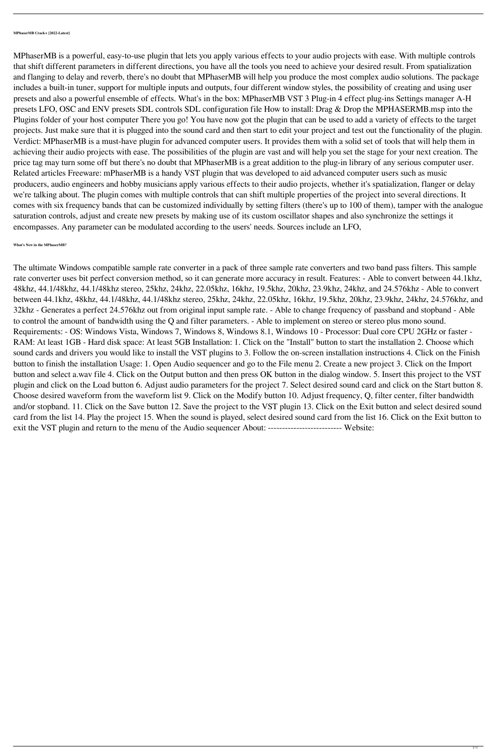**MPhaserMB Crack+ [2022-Latest]**

MPhaserMB is a powerful, easy-to-use plugin that lets you apply various effects to your audio projects with ease. With multiple controls that shift different parameters in different directions, you have all the tools you need to achieve your desired result. From spatialization and flanging to delay and reverb, there's no doubt that MPhaserMB will help you produce the most complex audio solutions. The package includes a built-in tuner, support for multiple inputs and outputs, four different window styles, the possibility of creating and using user presets and also a powerful ensemble of effects. What's in the box: MPhaserMB VST 3 Plug-in 4 effect plug-ins Settings manager A-H presets LFO, OSC and ENV presets SDL controls SDL configuration file How to install: Drag & Drop the MPHASERMB.msp into the Plugins folder of your host computer There you go! You have now got the plugin that can be used to add a variety of effects to the target projects. Just make sure that it is plugged into the sound card and then start to edit your project and test out the functionality of the plugin. Verdict: MPhaserMB is a must-have plugin for advanced computer users. It provides them with a solid set of tools that will help them in achieving their audio projects with ease. The possibilities of the plugin are vast and will help you set the stage for your next creation. The price tag may turn some off but there's no doubt that MPhaserMB is a great addition to the plug-in library of any serious computer user. Related articles Freeware: mPhaserMB is a handy VST plugin that was developed to aid advanced computer users such as music producers, audio engineers and hobby musicians apply various effects to their audio projects, whether it's spatialization, flanger or delay we're talking about. The plugin comes with multiple controls that can shift multiple properties of the project into several directions. It comes with six frequency bands that can be customized individually by setting filters (there's up to 100 of them), tamper with the analogue saturation controls, adjust and create new presets by making use of its custom oscillator shapes and also synchronize the settings it encompasses. Any parameter can be modulated according to the users' needs. Sources include an LFO,

**What's New in the MPhaserMB?**

The ultimate Windows compatible sample rate converter in a pack of three sample rate converters and two band pass filters. This sample rate converter uses bit perfect conversion method, so it can generate more accuracy in result. Features: - Able to convert between 44.1khz, 48khz, 44.1/48khz, 44.1/48khz stereo, 25khz, 24khz, 22.05khz, 16khz, 19.5khz, 20khz, 23.9khz, 24khz, and 24.576khz - Able to convert between 44.1khz, 48khz, 44.1/48khz, 44.1/48khz stereo, 25khz, 24khz, 22.05khz, 16khz, 19.5khz, 20khz, 23.9khz, 24khz, 24.576khz, and 32khz - Generates a perfect 24.576khz out from original input sample rate. - Able to change frequency of passband and stopband - Able to control the amount of bandwidth using the Q and filter parameters. - Able to implement on stereo or stereo plus mono sound. Requirements: - OS: Windows Vista, Windows 7, Windows 8, Windows 8.1, Windows 10 - Processor: Dual core CPU 2GHz or faster - RAM: At least 1GB - Hard disk space: At least 5GB Installation: 1. Click on the "Install" button to start the installation 2. Choose which sound cards and drivers you would like to install the VST plugins to 3. Follow the on-screen installation instructions 4. Click on the Finish button to finish the installation Usage: 1. Open Audio sequencer and go to the File menu 2. Create a new project 3. Click on the Import button and select a.wav file 4. Click on the Output button and then press OK button in the dialog window. 5. Insert this project to the VST plugin and click on the Load button 6. Adjust audio parameters for the project 7. Select desired sound card and click on the Start button 8. Choose desired waveform from the waveform list 9. Click on the Modify button 10. Adjust frequency, Q, filter center, filter bandwidth and/or stopband. 11. Click on the Save button 12. Save the project to the VST plugin 13. Click on the Exit button and select desired sound card from the list 14. Play the project 15. When the sound is played, select desired sound card from the list 16. Click on the Exit button to exit the VST plugin and return to the menu of the Audio sequencer About: -------------------------- Website: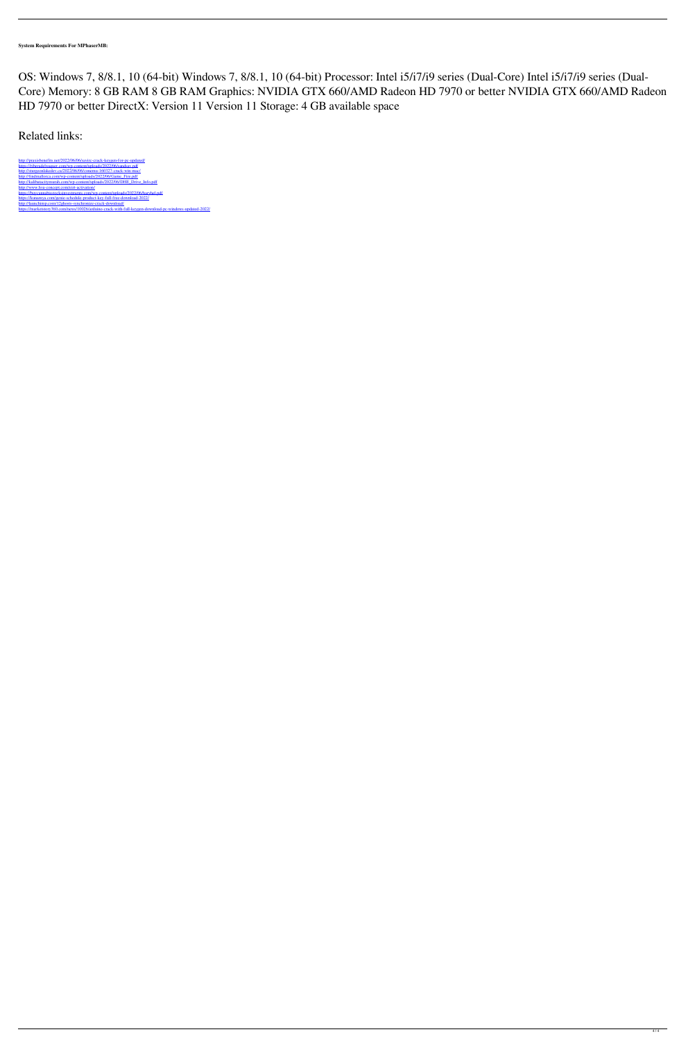**System Requirements For MPhaserMB:**

OS: Windows 7, 8/8.1, 10 (64-bit) Windows 7, 8/8.1, 10 (64-bit) Processor: Intel i5/i7/i9 series (Dual-Core) Intel i5/i7/i9 series (Dual-Core) Memory: 8 GB RAM 8 GB RAM Graphics: NVIDIA GTX 660/AMD Radeon HD 7970 or better NVIDIA GTX 660/AMD Radeon HD 7970 or better DirectX: Version 11 Version 11 Storage: 4 GB available space

Related links:

http://praxisbenefits.net/2022/06/06/xavirc-crack-keygen-for-pc-updated/
https://ibericarelonager.com/wp-content/uploads/2022/06/sandsav.pdf
http://sturgeonlakedev.ca/2022/06/06/cosmus-160327-crack-win-mac/
http://findmallorca.com/wp-content/uploads/2022/06/Game_Fire.pdf
http://kalibatacitymurah.com/wp-content/uploads/2022/06/DHE_Drive_Info.pdf
http://www.hva-concept.com/eirt-activation/
https://bnbvannaibasticksinvestments.com/wp-content/uploads/2022/06/harybel.pdf
https://konnektya.com/genie-schedule-product-key-full-free-download-2022/
http://launchimp.com/12ghosts-synchronize-crack-download/
https://marketstory360.com/news/10026/arduino-crack-with-full-keygen-download-pc-windows-updated-2022/